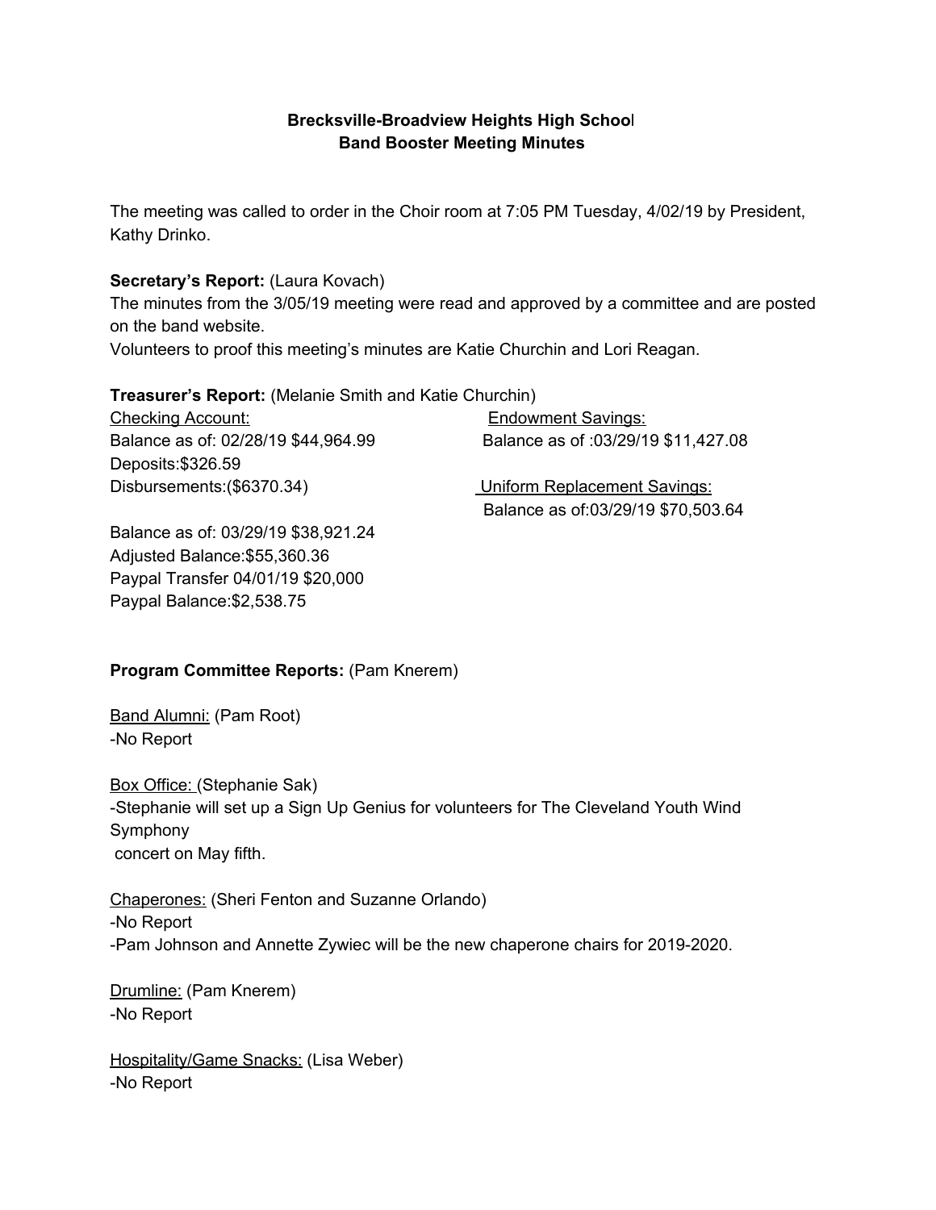**Brecksville-Broadview Heights High School**
**Band Booster Meeting Minutes**

The meeting was called to order in the Choir room at 7:05 PM Tuesday, 4/02/19 by President, Kathy Drinko.

**Secretary's Report:** (Laura Kovach)
The minutes from the 3/05/19 meeting were read and approved by a committee and are posted on the band website.
Volunteers to proof this meeting's minutes are Katie Churchin and Lori Reagan.

**Treasurer's Report:** (Melanie Smith and Katie Churchin)

<u>Checking Account:</u>
Balance as of: 02/28/19 $44,964.99
Deposits:$326.59
Disbursements:($6370.34)

Balance as of: 03/29/19 $38,921.24
Adjusted Balance:$55,360.36
Paypal Transfer 04/01/19 $20,000
Paypal Balance:$2,538.75

<u>Endowment Savings:</u>
Balance as of :03/29/19 $11,427.08

<u>Uniform Replacement Savings:</u>
Balance as of:03/29/19 $70,503.64

**Program Committee Reports:** (Pam Knerem)

<u>Band Alumni:</u> (Pam Root)
-No Report

<u>Box Office:</u> (Stephanie Sak)
-Stephanie will set up a Sign Up Genius for volunteers for The Cleveland Youth Wind Symphony concert on May fifth.

<u>Chaperones:</u> (Sheri Fenton and Suzanne Orlando)
-No Report
-Pam Johnson and Annette Zywiec will be the new chaperone chairs for 2019-2020.

<u>Drumline:</u> (Pam Knerem)
-No Report

<u>Hospitality/Game Snacks:</u> (Lisa Weber)
-No Report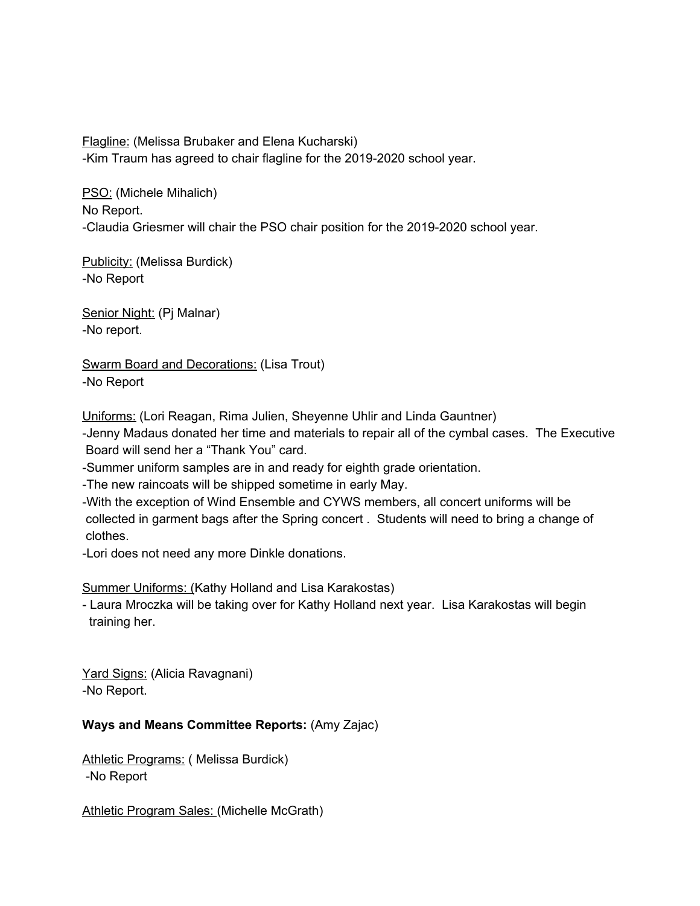<u>Flagline:</u> (Melissa Brubaker and Elena Kucharski)
-Kim Traum has agreed to chair flagline for the 2019-2020 school year.

<u>PSO:</u> (Michele Mihalich)
No Report.
-Claudia Griesmer will chair the PSO chair position for the 2019-2020 school year.

<u>Publicity:</u> (Melissa Burdick)
-No Report

<u>Senior Night:</u> (Pj Malnar)
-No report.

<u>Swarm Board and Decorations:</u> (Lisa Trout)
-No Report

<u>Uniforms:</u> (Lori Reagan, Rima Julien, Sheyenne Uhlir and Linda Gauntner)
-Jenny Madaus donated her time and materials to repair all of the cymbal cases. The Executive Board will send her a "Thank You" card.
-Summer uniform samples are in and ready for eighth grade orientation.
-The new raincoats will be shipped sometime in early May.
-With the exception of Wind Ensemble and CYWS members, all concert uniforms will be collected in garment bags after the Spring concert . Students will need to bring a change of clothes.
-Lori does not need any more Dinkle donations.

<u>Summer Uniforms: (</u>Kathy Holland and Lisa Karakostas)
- Laura Mroczka will be taking over for Kathy Holland next year. Lisa Karakostas will begin training her.

<u>Yard Signs:</u> (Alicia Ravagnani)
-No Report.

**Ways and Means Committee Reports:** (Amy Zajac)

<u>Athletic Programs:</u> ( Melissa Burdick)
-No Report

<u>Athletic Program Sales: (</u>Michelle McGrath)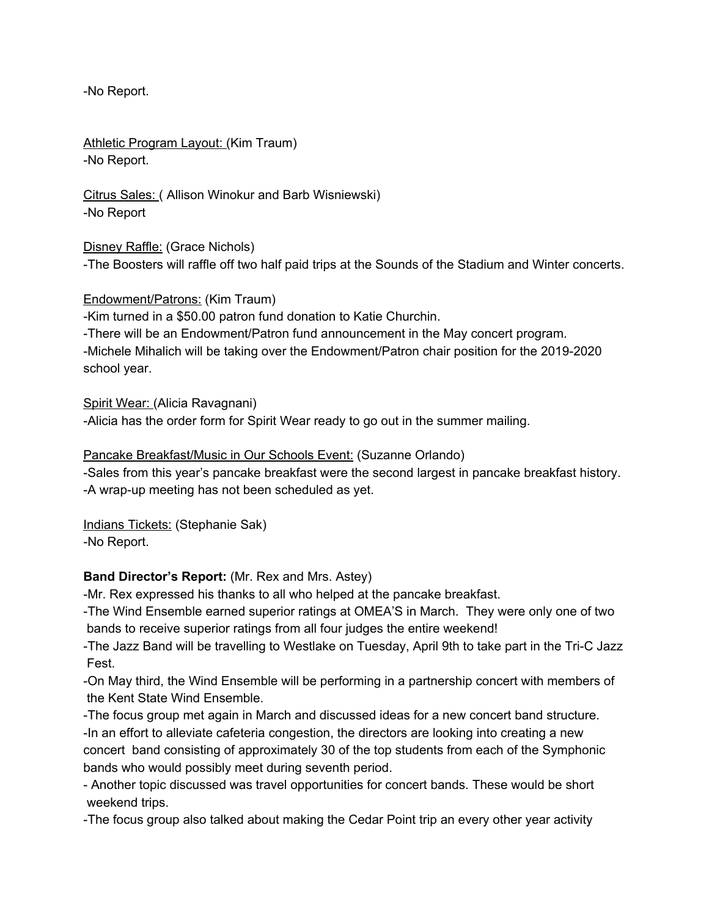-No Report.

Athletic Program Layout: (Kim Traum)
-No Report.

Citrus Sales: ( Allison Winokur and Barb Wisniewski)
-No Report

Disney Raffle: (Grace Nichols)
-The Boosters will raffle off two half paid trips at the Sounds of the Stadium and Winter concerts.

Endowment/Patrons: (Kim Traum)
-Kim turned in a $50.00 patron fund donation to Katie Churchin.
-There will be an Endowment/Patron fund announcement in the May concert program.
-Michele Mihalich will be taking over the Endowment/Patron chair position for the 2019-2020 school year.

Spirit Wear: (Alicia Ravagnani)
-Alicia has the order form for Spirit Wear ready to go out in the summer mailing.

Pancake Breakfast/Music in Our Schools Event: (Suzanne Orlando)
-Sales from this year's pancake breakfast were the second largest in pancake breakfast history.
-A wrap-up meeting has not been scheduled as yet.

Indians Tickets: (Stephanie Sak)
-No Report.

**Band Director's Report:** (Mr. Rex and Mrs. Astey)
-Mr. Rex expressed his thanks to all who helped at the pancake breakfast.
-The Wind Ensemble earned superior ratings at OMEA'S in March. They were only one of two bands to receive superior ratings from all four judges the entire weekend!
-The Jazz Band will be travelling to Westlake on Tuesday, April 9th to take part in the Tri-C Jazz Fest.
-On May third, the Wind Ensemble will be performing in a partnership concert with members of the Kent State Wind Ensemble.
-The focus group met again in March and discussed ideas for a new concert band structure.
-In an effort to alleviate cafeteria congestion, the directors are looking into creating a new concert band consisting of approximately 30 of the top students from each of the Symphonic bands who would possibly meet during seventh period.
- Another topic discussed was travel opportunities for concert bands. These would be short weekend trips.
-The focus group also talked about making the Cedar Point trip an every other year activity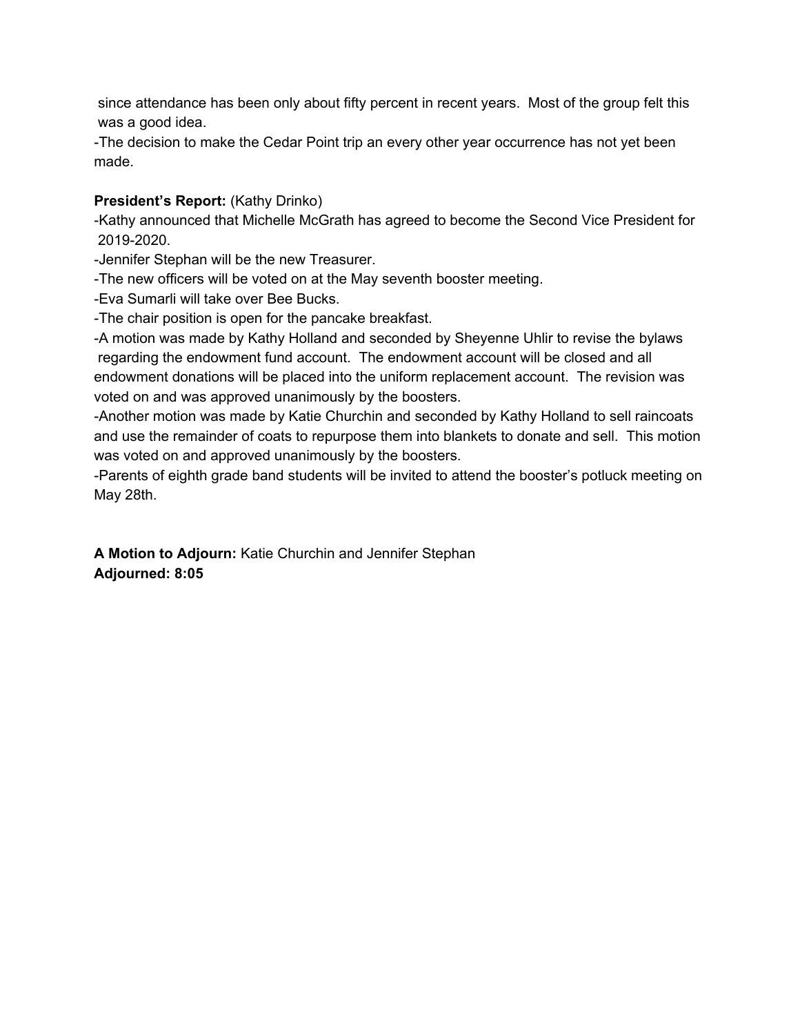since attendance has been only about fifty percent in recent years. Most of the group felt this was a good idea.

-The decision to make the Cedar Point trip an every other year occurrence has not yet been made.

**President's Report:** (Kathy Drinko)

-Kathy announced that Michelle McGrath has agreed to become the Second Vice President for 2019-2020.

-Jennifer Stephan will be the new Treasurer.

-The new officers will be voted on at the May seventh booster meeting.

-Eva Sumarli will take over Bee Bucks.

-The chair position is open for the pancake breakfast.

-A motion was made by Kathy Holland and seconded by Sheyenne Uhlir to revise the bylaws regarding the endowment fund account. The endowment account will be closed and all endowment donations will be placed into the uniform replacement account. The revision was voted on and was approved unanimously by the boosters.

-Another motion was made by Katie Churchin and seconded by Kathy Holland to sell raincoats and use the remainder of coats to repurpose them into blankets to donate and sell. This motion was voted on and approved unanimously by the boosters.

-Parents of eighth grade band students will be invited to attend the booster's potluck meeting on May 28th.

**A Motion to Adjourn:** Katie Churchin and Jennifer Stephan

**Adjourned: 8:05**